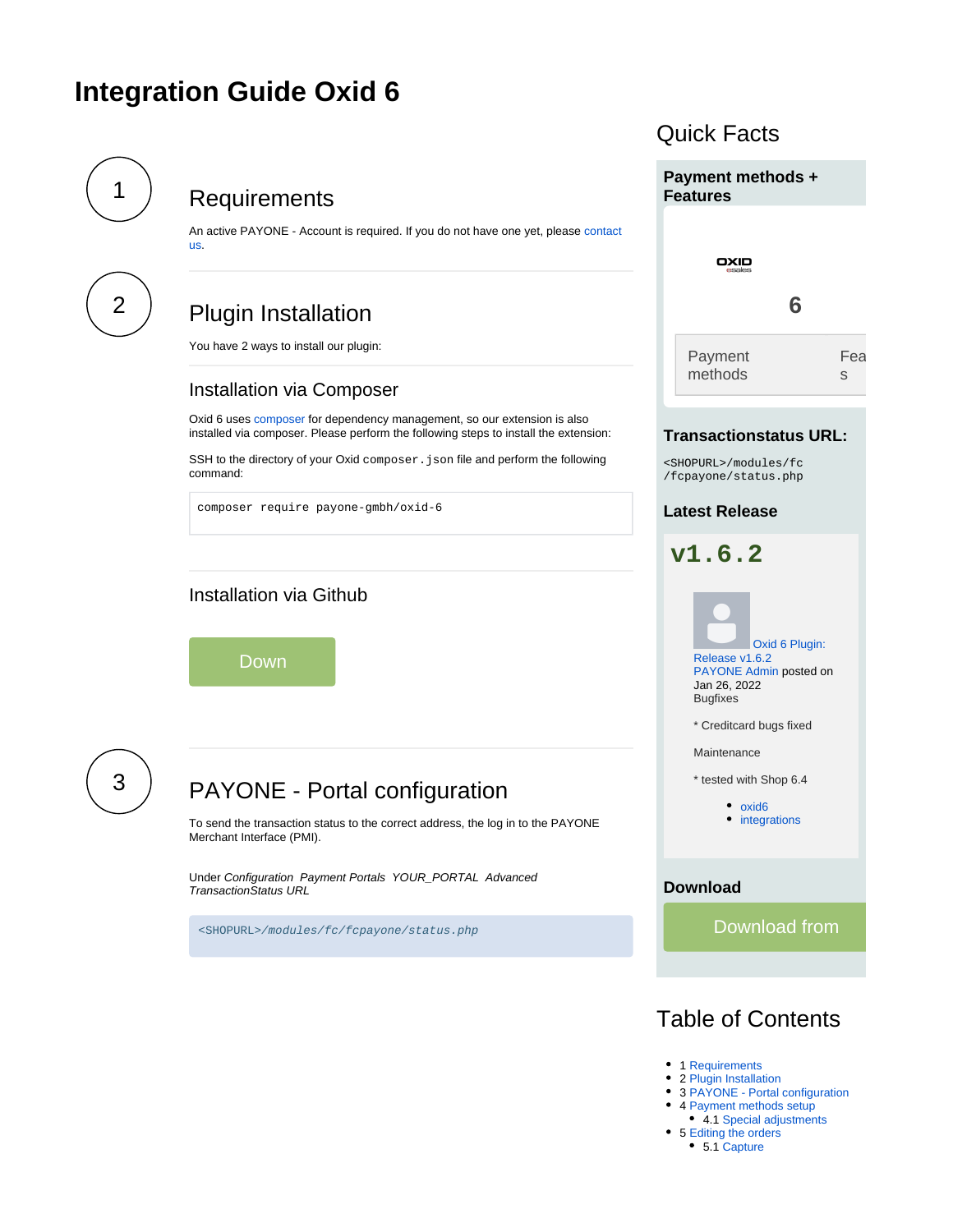# Integration Guide Oxid 6

## 1 Requirements

An active PAYONE - Account is required. If you do not have one yet, please contact us.

## 2 Plugin Installation

You have 2 ways to install our plugin:

### Installation via Composer

Oxid 6 uses composer for dependency management, so our extension is also installed via composer. Please perform the following steps to install the extension:

SSH to the directory of your Oxid `composer.json` file and perform the following command:

```
composer require payone-gmbh/oxid-6
```

### Installation via Github

Down

## 3 PAYONE - Portal configuration

To send the transaction status to the correct address, the log in to the PAYONE Merchant Interface (PMI).

Under *Configuration Payment Portals YOUR_PORTAL Advanced TransactionStatus URL*

```
<SHOPURL>/modules/fc/fcpayone/status.php
```

## Quick Facts

**Payment methods + Features**

6

| Payment methods | Features |
|---|---|

**Transactionstatus URL:**

`<SHOPURL>/modules/fc/fcpayone/status.php`

**Latest Release**

**v1.6.2**

Oxid 6 Plugin: Release v1.6.2
PAYONE Admin posted on Jan 26, 2022
Bugfixes

* Creditcard bugs fixed

Maintenance

* tested with Shop 6.4

- oxid6
- integrations

**Download**

Download from

## Table of Contents

- 1 Requirements
- 2 Plugin Installation
- 3 PAYONE - Portal configuration
- 4 Payment methods setup
  - 4.1 Special adjustments
- 5 Editing the orders
  - 5.1 Capture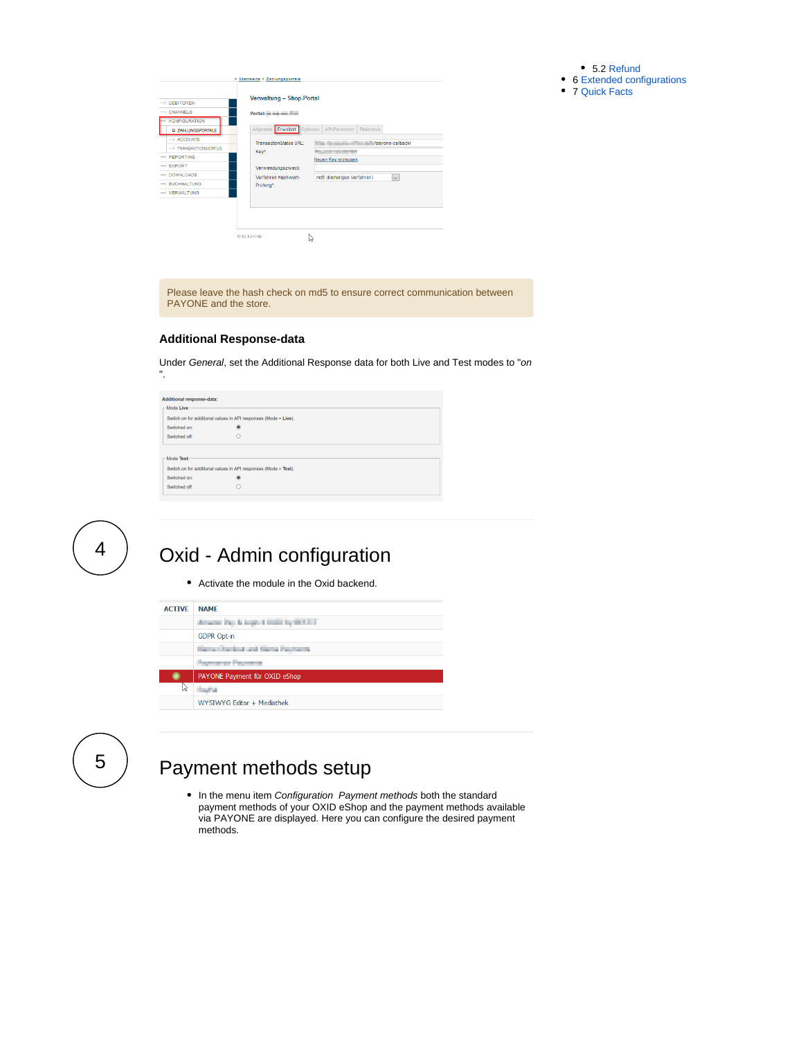- 5.2 Refund
- 6 Extended configurations
- 7 Quick Facts

Please leave the hash check on md5 to ensure correct communication between PAYONE and the store.

### Additional Response-data

Under *General*, set the Additional Response data for both Live and Test modes to "*on*".

## 4

# Oxid - Admin configuration

- Activate the module in the Oxid backend.

## 5

# Payment methods setup

- In the menu item *Configuration Payment methods* both the standard payment methods of your OXID eShop and the payment methods available via PAYONE are displayed. Here you can configure the desired payment methods.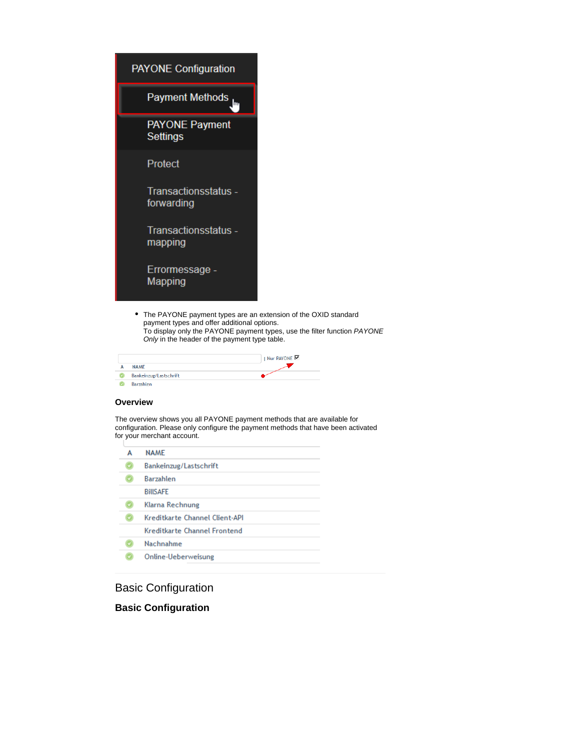- The PAYONE payment types are an extension of the OXID standard payment types and offer additional options.
  To display only the PAYONE payment types, use the filter function *PAYONE Only* in the header of the payment type table.

### Overview

The overview shows you all PAYONE payment methods that are available for configuration. Please only configure the payment methods that have been activated for your merchant account.

## Basic Configuration

### Basic Configuration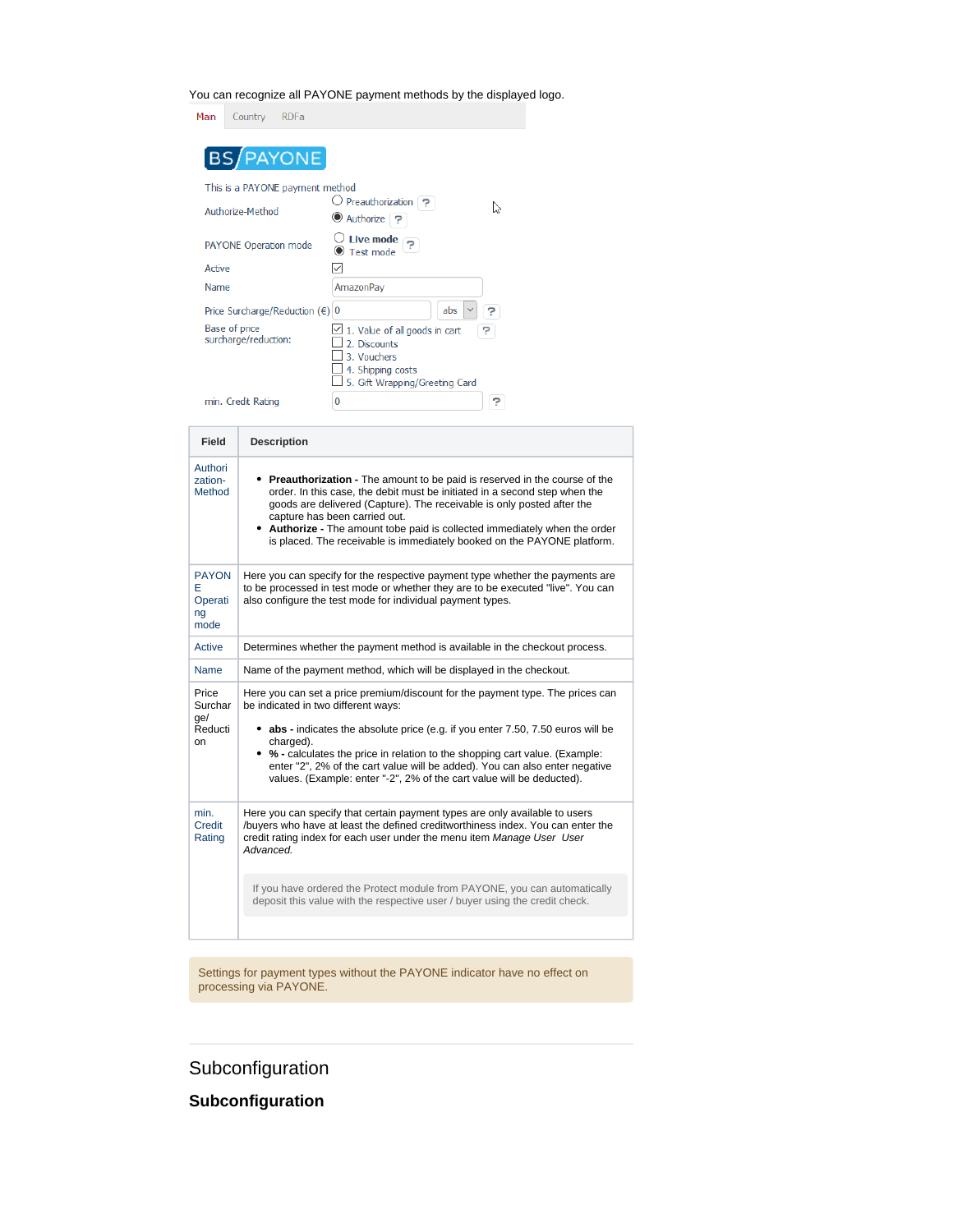You can recognize all PAYONE payment methods by the displayed logo.

Main | Country | RDFa

BS PAYONE

This is a PAYONE payment method

| | |
|---|---|
| Authorize-Method | ○ Preauthorization ? ◉ Authorize ? |
| PAYONE Operation mode | ○ Live mode ◉ Test mode ? |
| Active | ☑ |
| Name | AmazonPay |
| Price Surcharge/Reduction (€) | 0 abs ? |
| Base of price surcharge/reduction: | ☑ 1. Value of all goods in cart ? ☐ 2. Discounts ☐ 3. Vouchers ☐ 4. Shipping costs ☐ 5. Gift Wrapping/Greeting Card |
| min. Credit Rating | 0 ? |

| Field | Description |
|---|---|
| Authorization-Method | • **Preauthorization -** The amount to be paid is reserved in the course of the order. In this case, the debit must be initiated in a second step when the goods are delivered (Capture). The receivable is only posted after the capture has been carried out.<br>• **Authorize -** The amount tobe paid is collected immediately when the order is placed. The receivable is immediately booked on the PAYONE platform. |
| PAYONE Operating mode | Here you can specify for the respective payment type whether the payments are to be processed in test mode or whether they are to be executed "live". You can also configure the test mode for individual payment types. |
| Active | Determines whether the payment method is available in the checkout process. |
| Name | Name of the payment method, which will be displayed in the checkout. |
| Price Surcharge/Reduction | Here you can set a price premium/discount for the payment type. The prices can be indicated in two different ways:<br>• **abs -** indicates the absolute price (e.g. if you enter 7.50, 7.50 euros will be charged).<br>• **% -** calculates the price in relation to the shopping cart value. (Example: enter "2", 2% of the cart value will be added). You can also enter negative values. (Example: enter "-2", 2% of the cart value will be deducted). |
| min. Credit Rating | Here you can specify that certain payment types are only available to users /buyers who have at least the defined creditworthiness index. You can enter the credit rating index for each user under the menu item *Manage User User Advanced.*<br><br>If you have ordered the Protect module from PAYONE, you can automatically deposit this value with the respective user / buyer using the credit check. |

Settings for payment types without the PAYONE indicator have no effect on processing via PAYONE.

# Subconfiguration

## Subconfiguration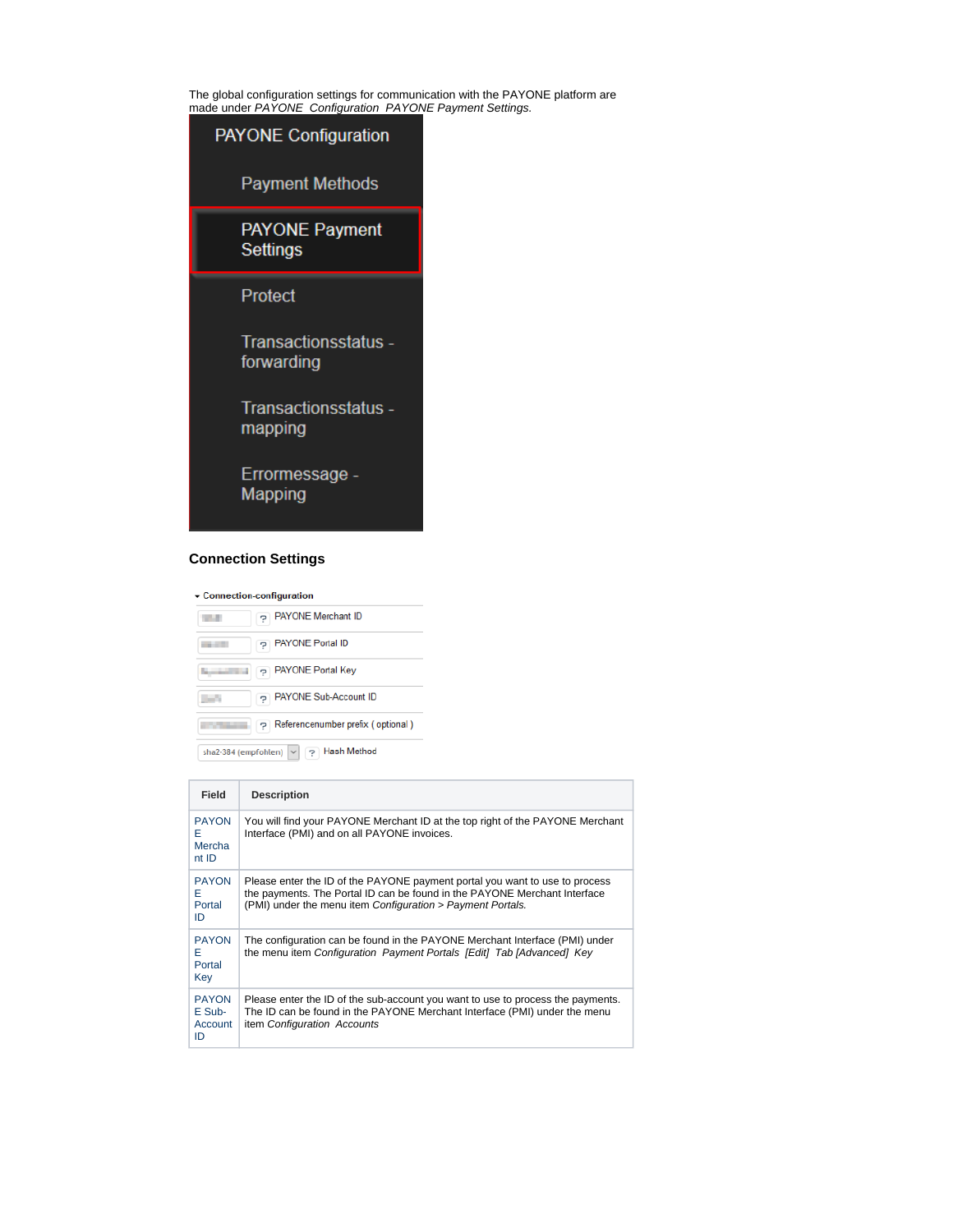The global configuration settings for communication with the PAYONE platform are made under *PAYONE  Configuration  PAYONE Payment Settings.*

PAYONE Configuration

Payment Methods

PAYONE Payment Settings

Protect

Transactionsstatus - forwarding

Transactionsstatus - mapping

Errormessage - Mapping

### Connection Settings

Connection-configuration

PAYONE Merchant ID

PAYONE Portal ID

PAYONE Portal Key

PAYONE Sub-Account ID

Referencenumber prefix ( optional )

sha2-384 (empfohlen) Hash Method

| Field | Description |
|---|---|
| PAYONE Merchant ID | You will find your PAYONE Merchant ID at the top right of the PAYONE Merchant Interface (PMI) and on all PAYONE invoices. |
| PAYONE Portal ID | Please enter the ID of the PAYONE payment portal you want to use to process the payments. The Portal ID can be found in the PAYONE Merchant Interface (PMI) under the menu item *Configuration > Payment Portals.* |
| PAYONE Portal Key | The configuration can be found in the PAYONE Merchant Interface (PMI) under the menu item *Configuration  Payment Portals  [Edit]  Tab [Advanced]  Key* |
| PAYONE Sub-Account ID | Please enter the ID of the sub-account you want to use to process the payments. The ID can be found in the PAYONE Merchant Interface (PMI) under the menu item *Configuration  Accounts* |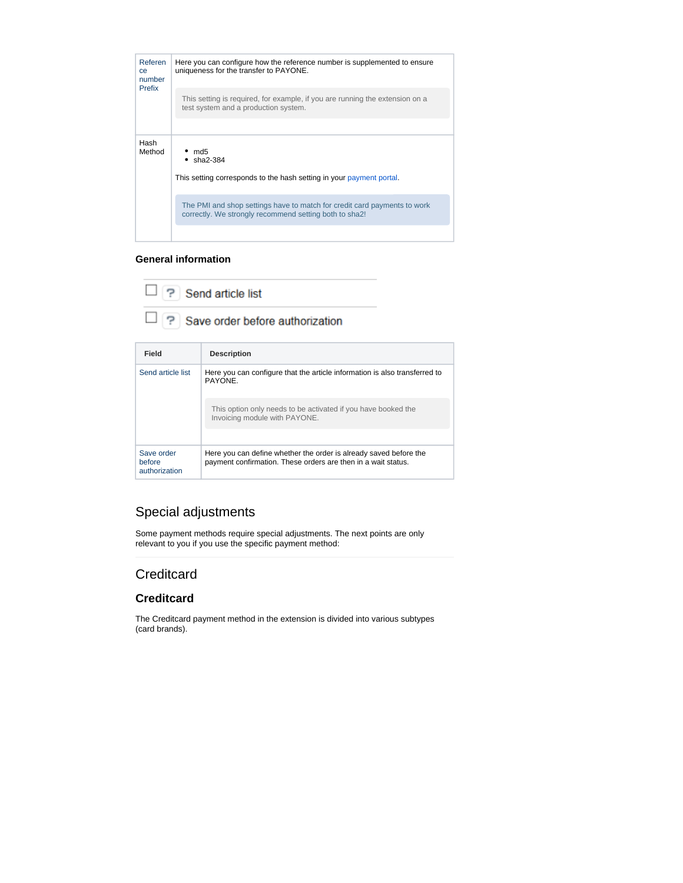| | |
|---|---|
| Reference number Prefix | Here you can configure how the reference number is supplemented to ensure uniqueness for the transfer to PAYONE.<br><br>This setting is required, for example, if you are running the extension on a test system and a production system. |
| Hash Method | - md5<br>- sha2-384<br><br>This setting corresponds to the hash setting in your payment portal.<br><br>The PMI and shop settings have to match for credit card payments to work correctly. We strongly recommend setting both to sha2! |

### General information

- [ ] Send article list
- [ ] Save order before authorization

| Field | Description |
|---|---|
| Send article list | Here you can configure that the article information is also transferred to PAYONE.<br><br>This option only needs to be activated if you have booked the Invoicing module with PAYONE. |
| Save order before authorization | Here you can define whether the order is already saved before the payment confirmation. These orders are then in a wait status. |

## Special adjustments

Some payment methods require special adjustments. The next points are only relevant to you if you use the specific payment method:

---

## Creditcard

### Creditcard

The Creditcard payment method in the extension is divided into various subtypes (card brands).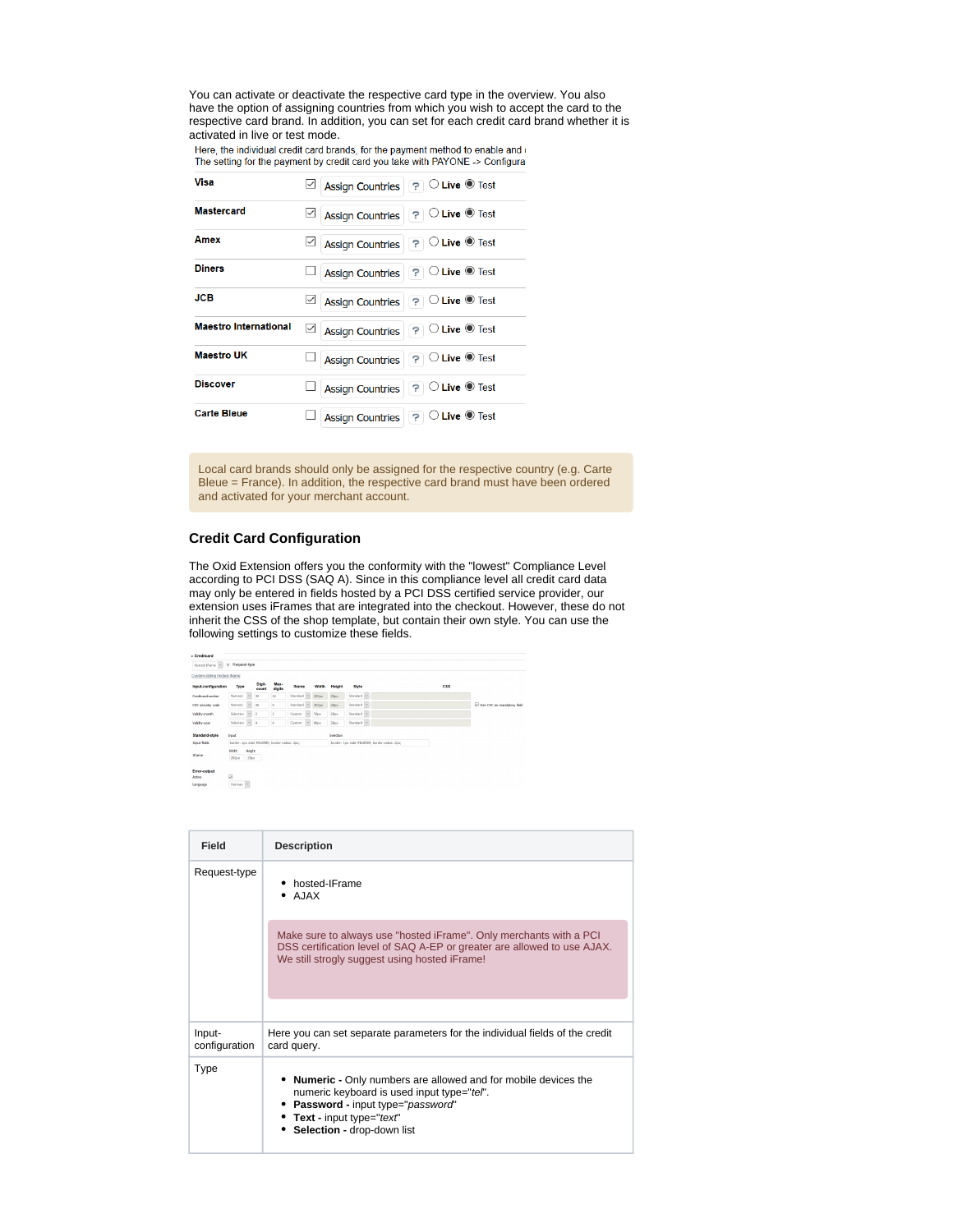You can activate or deactivate the respective card type in the overview. You also have the option of assigning countries from which you wish to accept the card to the respective card brand. In addition, you can set for each credit card brand whether it is activated in live or test mode.

Here, the individual credit card brands, for the payment method to enable and
The setting for the payment by credit card you take with PAYONE -> Configura

| | | | | |
|---|---|---|---|---|
| **Visa** | ☑ | Assign Countries | ? | ○ **Live** ◉ Test |
| **Mastercard** | ☑ | Assign Countries | ? | ○ **Live** ◉ Test |
| **Amex** | ☑ | Assign Countries | ? | ○ **Live** ◉ Test |
| **Diners** | ☐ | Assign Countries | ? | ○ **Live** ◉ Test |
| **JCB** | ☑ | Assign Countries | ? | ○ **Live** ◉ Test |
| **Maestro International** | ☑ | Assign Countries | ? | ○ **Live** ◉ Test |
| **Maestro UK** | ☐ | Assign Countries | ? | ○ **Live** ◉ Test |
| **Discover** | ☐ | Assign Countries | ? | ○ **Live** ◉ Test |
| **Carte Bleue** | ☐ | Assign Countries | ? | ○ **Live** ◉ Test |

Local card brands should only be assigned for the respective country (e.g. Carte Bleue = France). In addition, the respective card brand must have been ordered and activated for your merchant account.

### Credit Card Configuration

The Oxid Extension offers you the conformity with the "lowest" Compliance Level according to PCI DSS (SAQ A). Since in this compliance level all credit card data may only be entered in fields hosted by a PCI DSS certified service provider, our extension uses iFrames that are integrated into the checkout. However, these do not inherit the CSS of the shop template, but contain their own style. You can use the following settings to customize these fields.

| Field | Description |
|---|---|
| Request-type | • hosted-IFrame<br>• AJAX<br><br>Make sure to always use "hosted iFrame". Only merchants with a PCI DSS certification level of SAQ A-EP or greater are allowed to use AJAX. We still strogly suggest using hosted iFrame! |
| Input-configuration | Here you can set separate parameters for the individual fields of the credit card query. |
| Type | • **Numeric -** Only numbers are allowed and for mobile devices the numeric keyboard is used input type="*tel*".<br>• **Password -** input type="*password*"<br>• **Text -** input type="*text*"<br>• **Selection -** drop-down list |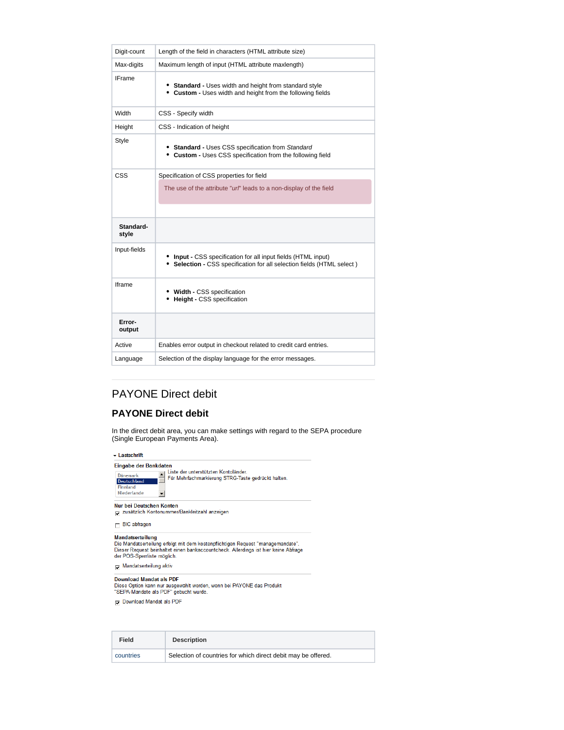| | |
|---|---|
| Digit-count | Length of the field in characters (HTML attribute size) |
| Max-digits | Maximum length of input (HTML attribute maxlength) |
| IFrame | • **Standard -** Uses width and height from standard style<br>• **Custom -** Uses width and height from the following fields |
| Width | CSS - Specify width |
| Height | CSS - Indication of height |
| Style | • **Standard** - Uses CSS specification from *Standard*<br>• **Custom** - Uses CSS specification from the following field |
| CSS | Specification of CSS properties for field<br>The use of the attribute "*url*" leads to a non-display of the field |
| **Standard-style** | |
| Input-fields | • **Input -** CSS specification for all input fields (HTML input)<br>• **Selection -** CSS specification for all selection fields (HTML select ) |
| Iframe | • **Width -** CSS specification<br>• **Height -** CSS specification |
| **Error-output** | |
| Active | Enables error output in checkout related to credit card entries. |
| Language | Selection of the display language for the error messages. |

# PAYONE Direct debit

## PAYONE Direct debit

In the direct debit area, you can make settings with regard to the SEPA procedure (Single European Payments Area).

**Lastschrift**

**Eingabe der Bankdaten**

Dänemark / Deutschland / Finnland / Niederlande

Liste der unterstützten Kontoländer.
Für Mehrfachmarkierung STRG-Taste gedrückt halten.

**Nur bei Deutschen Konten**

☑ zusätzlich Kontonummer/Bankleitzahl anzeigen

☐ BIC abfragen

**Mandatserteilung**

Die Mandatserteilung erfolgt mit dem kostenpflichtigen Request "managemandate". Dieser Request beinhaltet einen bankaccountcheck. Allerdings ist hier keine Abfrage der POS-Sperrliste möglich.

☑ Mandatserteilung aktiv

**Download Mandat als PDF**

Diese Option kann nur ausgewählt werden, wenn bei PAYONE das Produkt "SEPA-Mandate als PDF" gebucht wurde.

☑ Download Mandat als PDF

| Field | Description |
|---|---|
| countries | Selection of countries for which direct debit may be offered. |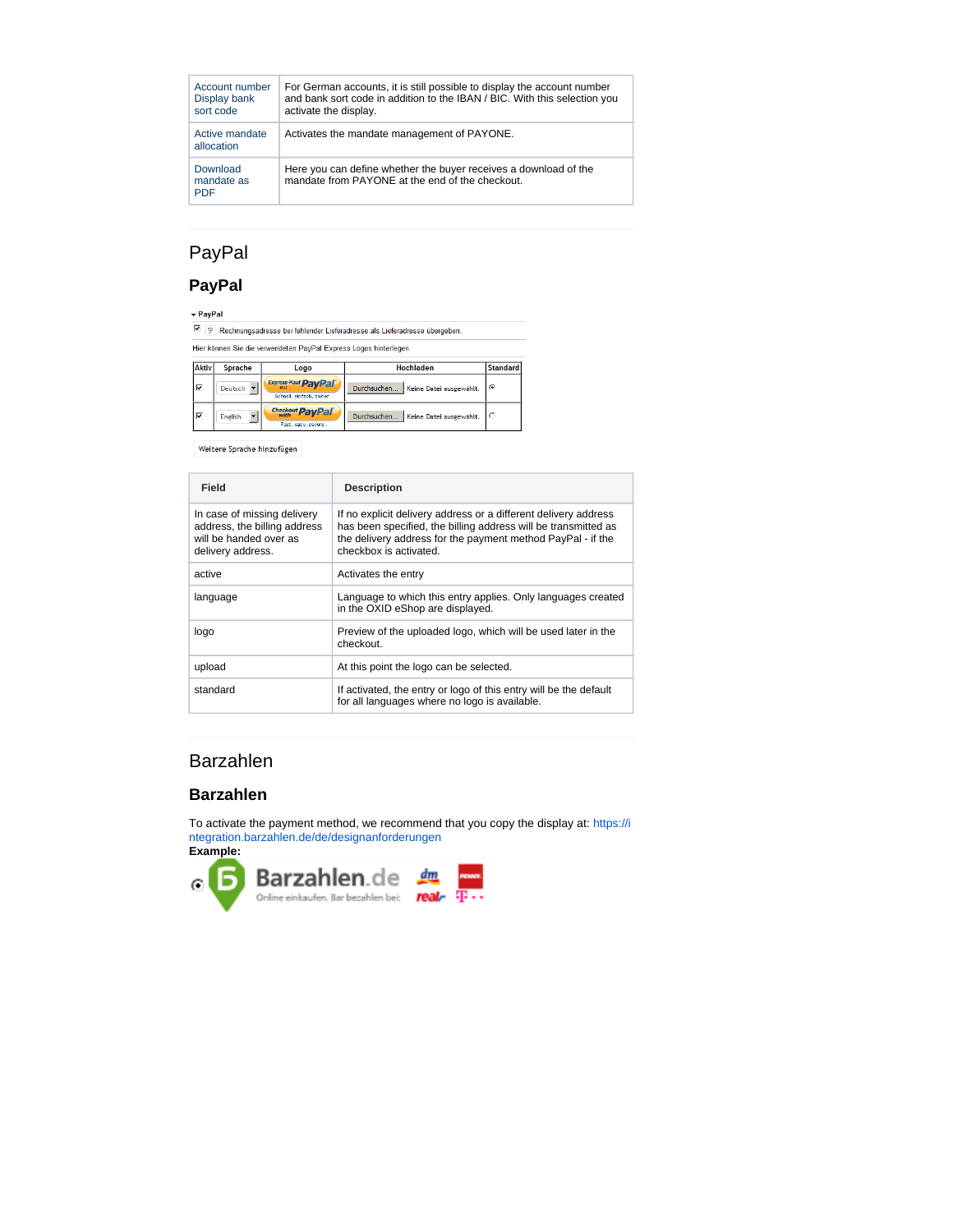| Account number Display bank sort code | For German accounts, it is still possible to display the account number and bank sort code in addition to the IBAN / BIC. With this selection you activate the display. |
|---|---|
| Active mandate allocation | Activates the mandate management of PAYONE. |
| Download mandate as PDF | Here you can define whether the buyer receives a download of the mandate from PAYONE at the end of the checkout. |

# PayPal

## PayPal

| Field | Description |
|---|---|
| In case of missing delivery address, the billing address will be handed over as delivery address. | If no explicit delivery address or a different delivery address has been specified, the billing address will be transmitted as the delivery address for the payment method PayPal - if the checkbox is activated. |
| active | Activates the entry |
| language | Language to which this entry applies. Only languages created in the OXID eShop are displayed. |
| logo | Preview of the uploaded logo, which will be used later in the checkout. |
| upload | At this point the logo can be selected. |
| standard | If activated, the entry or logo of this entry will be the default for all languages where no logo is available. |

# Barzahlen

## Barzahlen

To activate the payment method, we recommend that you copy the display at: https://integration.barzahlen.de/de/designanforderungen

**Example:**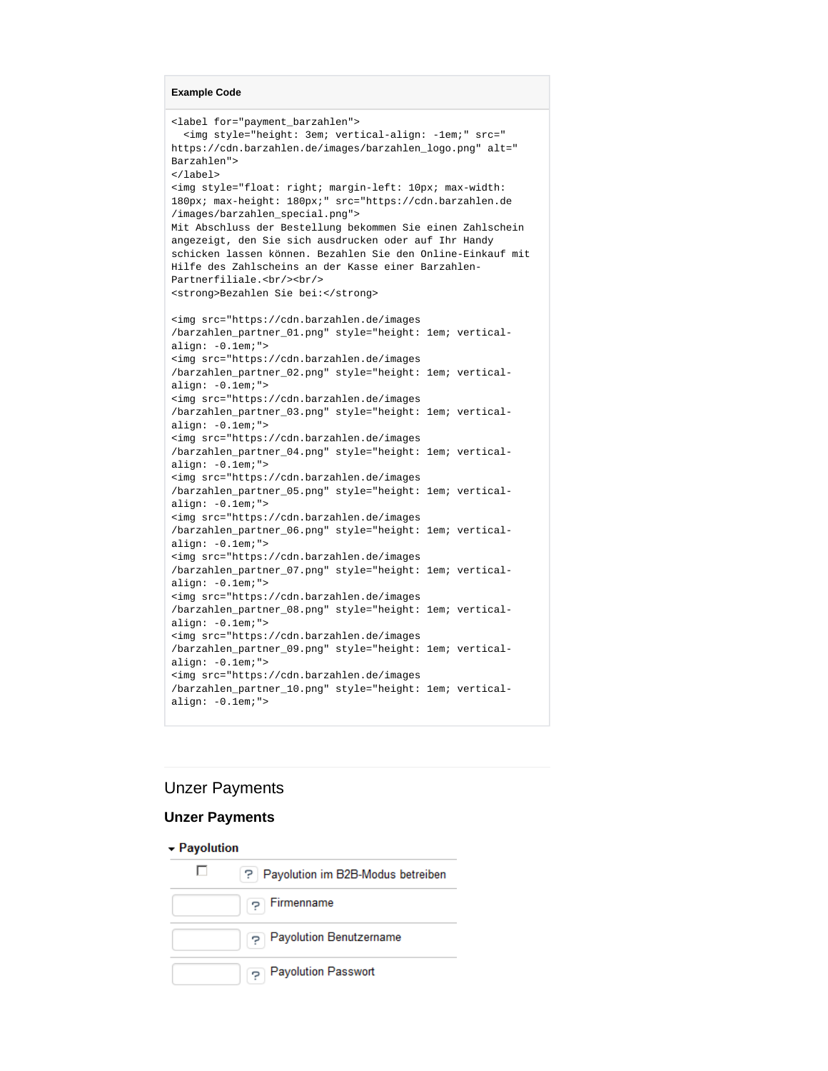**Example Code**

```
<label for="payment_barzahlen">
  <img style="height: 3em; vertical-align: -1em;" src="
https://cdn.barzahlen.de/images/barzahlen_logo.png" alt="
Barzahlen">
</label>
<img style="float: right; margin-left: 10px; max-width:
180px; max-height: 180px;" src="https://cdn.barzahlen.de
/images/barzahlen_special.png">
Mit Abschluss der Bestellung bekommen Sie einen Zahlschein
angezeigt, den Sie sich ausdrucken oder auf Ihr Handy
schicken lassen können. Bezahlen Sie den Online-Einkauf mit
Hilfe des Zahlscheins an der Kasse einer Barzahlen-
Partnerfiliale.<br/><br/>
<strong>Bezahlen Sie bei:</strong>

<img src="https://cdn.barzahlen.de/images
/barzahlen_partner_01.png" style="height: 1em; vertical-
align: -0.1em;">
<img src="https://cdn.barzahlen.de/images
/barzahlen_partner_02.png" style="height: 1em; vertical-
align: -0.1em;">
<img src="https://cdn.barzahlen.de/images
/barzahlen_partner_03.png" style="height: 1em; vertical-
align: -0.1em;">
<img src="https://cdn.barzahlen.de/images
/barzahlen_partner_04.png" style="height: 1em; vertical-
align: -0.1em;">
<img src="https://cdn.barzahlen.de/images
/barzahlen_partner_05.png" style="height: 1em; vertical-
align: -0.1em;">
<img src="https://cdn.barzahlen.de/images
/barzahlen_partner_06.png" style="height: 1em; vertical-
align: -0.1em;">
<img src="https://cdn.barzahlen.de/images
/barzahlen_partner_07.png" style="height: 1em; vertical-
align: -0.1em;">
<img src="https://cdn.barzahlen.de/images
/barzahlen_partner_08.png" style="height: 1em; vertical-
align: -0.1em;">
<img src="https://cdn.barzahlen.de/images
/barzahlen_partner_09.png" style="height: 1em; vertical-
align: -0.1em;">
<img src="https://cdn.barzahlen.de/images
/barzahlen_partner_10.png" style="height: 1em; vertical-
align: -0.1em;">
```

# Unzer Payments

## Unzer Payments

### Payolution

| | | |
|---|---|---|
| ☐ | ? | Payolution im B2B-Modus betreiben |
| | ? | Firmenname |
| | ? | Payolution Benutzername |
| | ? | Payolution Passwort |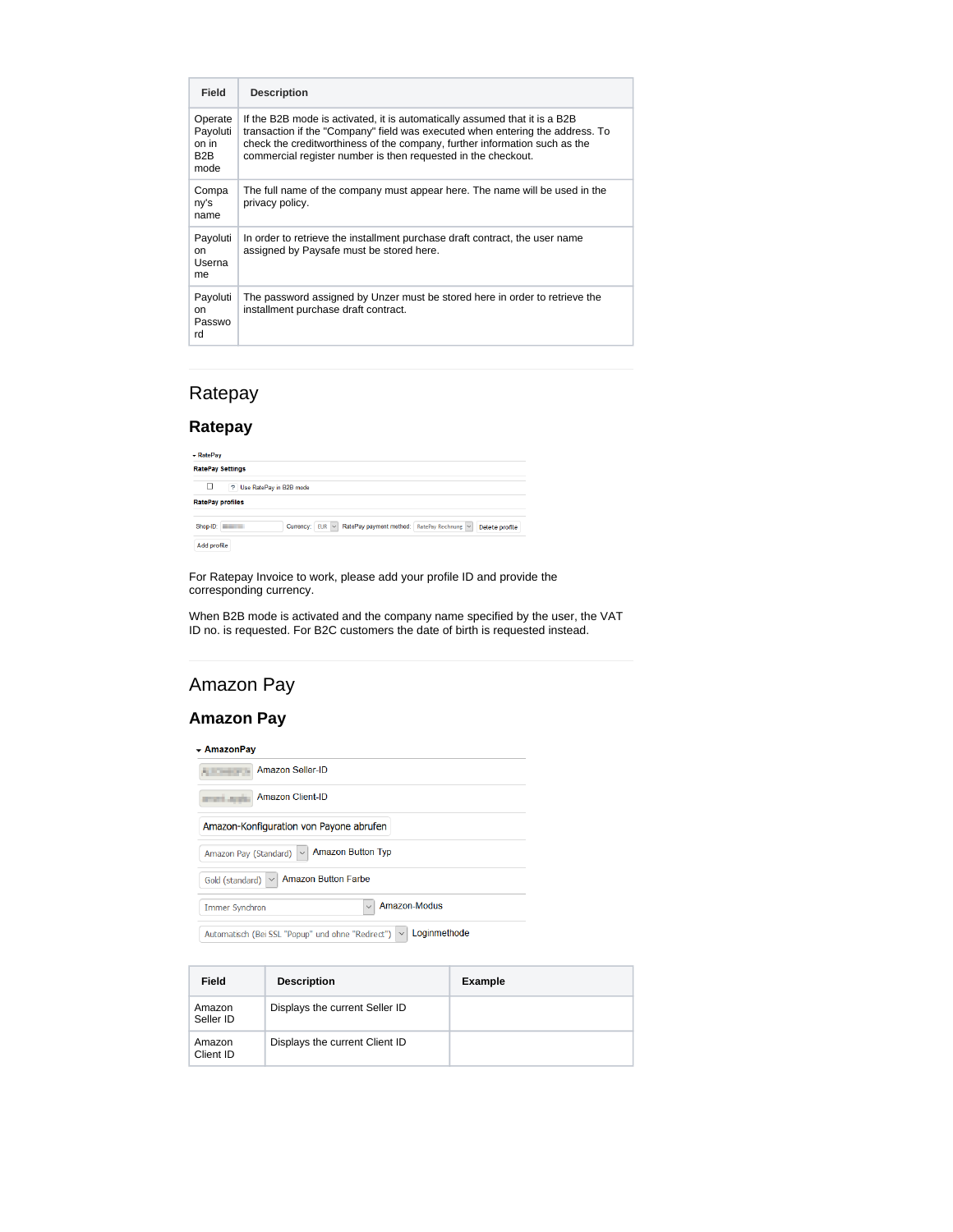| Field | Description |
| --- | --- |
| Operate Payolution in B2B mode | If the B2B mode is activated, it is automatically assumed that it is a B2B transaction if the "Company" field was executed when entering the address. To check the creditworthiness of the company, further information such as the commercial register number is then requested in the checkout. |
| Company's name | The full name of the company must appear here. The name will be used in the privacy policy. |
| Payolution Username | In order to retrieve the installment purchase draft contract, the user name assigned by Paysafe must be stored here. |
| Payolution Password | The password assigned by Unzer must be stored here in order to retrieve the installment purchase draft contract. |

# Ratepay

## Ratepay

For Ratepay Invoice to work, please add your profile ID and provide the corresponding currency.

When B2B mode is activated and the company name specified by the user, the VAT ID no. is requested. For B2C customers the date of birth is requested instead.

# Amazon Pay

## Amazon Pay

| Field | Description | Example |
| --- | --- | --- |
| Amazon Seller ID | Displays the current Seller ID | |
| Amazon Client ID | Displays the current Client ID | |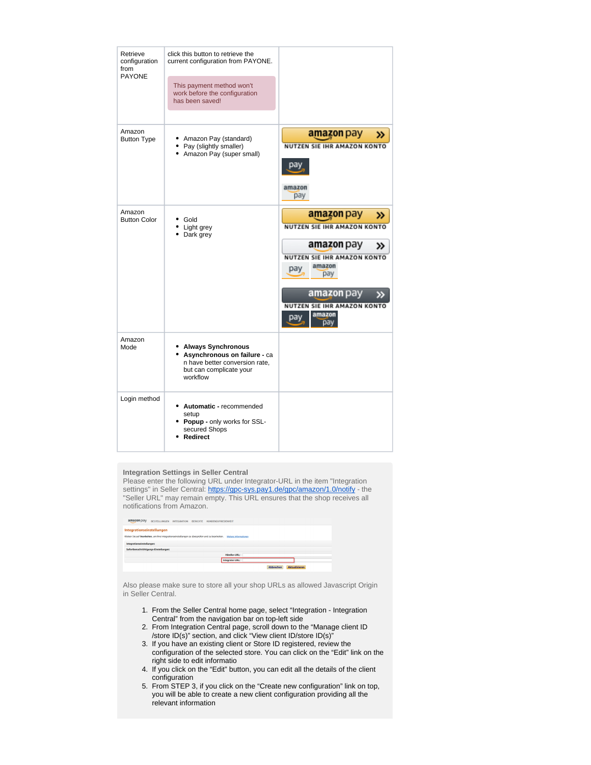| | | |
|---|---|---|
| Retrieve configuration from PAYONE | click this button to retrieve the current configuration from PAYONE.<br><br>This payment method won't work before the configuration has been saved! | |
| Amazon Button Type | • Amazon Pay (standard)<br>• Pay (slightly smaller)<br>• Amazon Pay (super small) | |
| Amazon Button Color | • Gold<br>• Light grey<br>• Dark grey | |
| Amazon Mode | • **Always Synchronous**<br>• **Asynchronous on failure -** can have better conversion rate, but can complicate your workflow | |
| Login method | • **Automatic -** recommended setup<br>• **Popup -** only works for SSL-secured Shops<br>• **Redirect** | |

**Integration Settings in Seller Central**

Please enter the following URL under Integrator-URL in the item "Integration settings" in Seller Central: https://gpc-sys.pay1.de/gpc/amazon/1.0/notify - the "Seller URL" may remain empty. This URL ensures that the shop receives all notifications from Amazon.

Also please make sure to store all your shop URLs as allowed Javascript Origin in Seller Central.

1. From the Seller Central home page, select "Integration - Integration Central" from the navigation bar on top-left side
2. From Integration Central page, scroll down to the "Manage client ID /store ID(s)" section, and click "View client ID/store ID(s)"
3. If you have an existing client or Store ID registered, review the configuration of the selected store. You can click on the "Edit" link on the right side to edit informatio
4. If you click on the "Edit" button, you can edit all the details of the client configuration
5. From STEP 3, if you click on the "Create new configuration" link on top, you will be able to create a new client configuration providing all the relevant information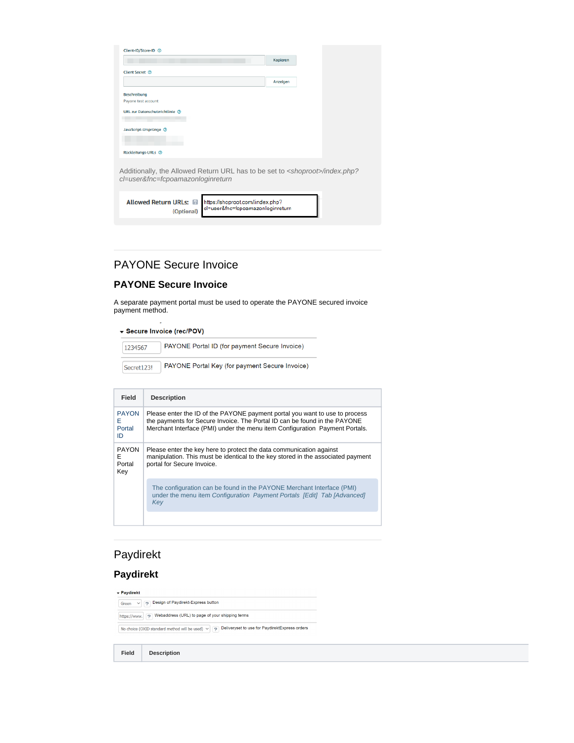Client-ID/Store-ID

Kopieren

Client Secret

Anzeigen

Beschreibung

Payone test account

URL zur Datenschutzrichtlinie

JavaScript-Ursprünge

Rückleitungs-URLs

Additionally, the Allowed Return URL has to be set to *<shoproot>/index.php?cl=user&fnc=fcpoamazonloginreturn*

Allowed Return URLs: (Optional) https://shoproot.com/index.php?cl=user&fnc=fcpoamazonloginreturn

## PAYONE Secure Invoice

### PAYONE Secure Invoice

A separate payment portal must be used to operate the PAYONE secured invoice payment method.

**Secure Invoice (rec/POV)**

1234567 PAYONE Portal ID (for payment Secure Invoice)

Secret123! PAYONE Portal Key (for payment Secure Invoice)

| Field | Description |
|---|---|
| PAYONE Portal ID | Please enter the ID of the PAYONE payment portal you want to use to process the payments for Secure Invoice. The Portal ID can be found in the PAYONE Merchant Interface (PMI) under the menu item Configuration  Payment Portals. |
| PAYONE Portal Key | Please enter the key here to protect the data communication against manipulation. This must be identical to the key stored in the associated payment portal for Secure Invoice.<br><br>The configuration can be found in the PAYONE Merchant Interface (PMI) under the menu item *Configuration  Payment Portals  [Edit]  Tab [Advanced]  Key* |

## Paydirekt

### Paydirekt

**Paydirekt**

Green — Design of Paydirekt-Express button

https://www. — Webaddress (URL) to page of your shipping terms

No choice (OXID standard method will be used) — Deliveryset to use for PaydirektExpress orders

| Field | Description |
|---|---|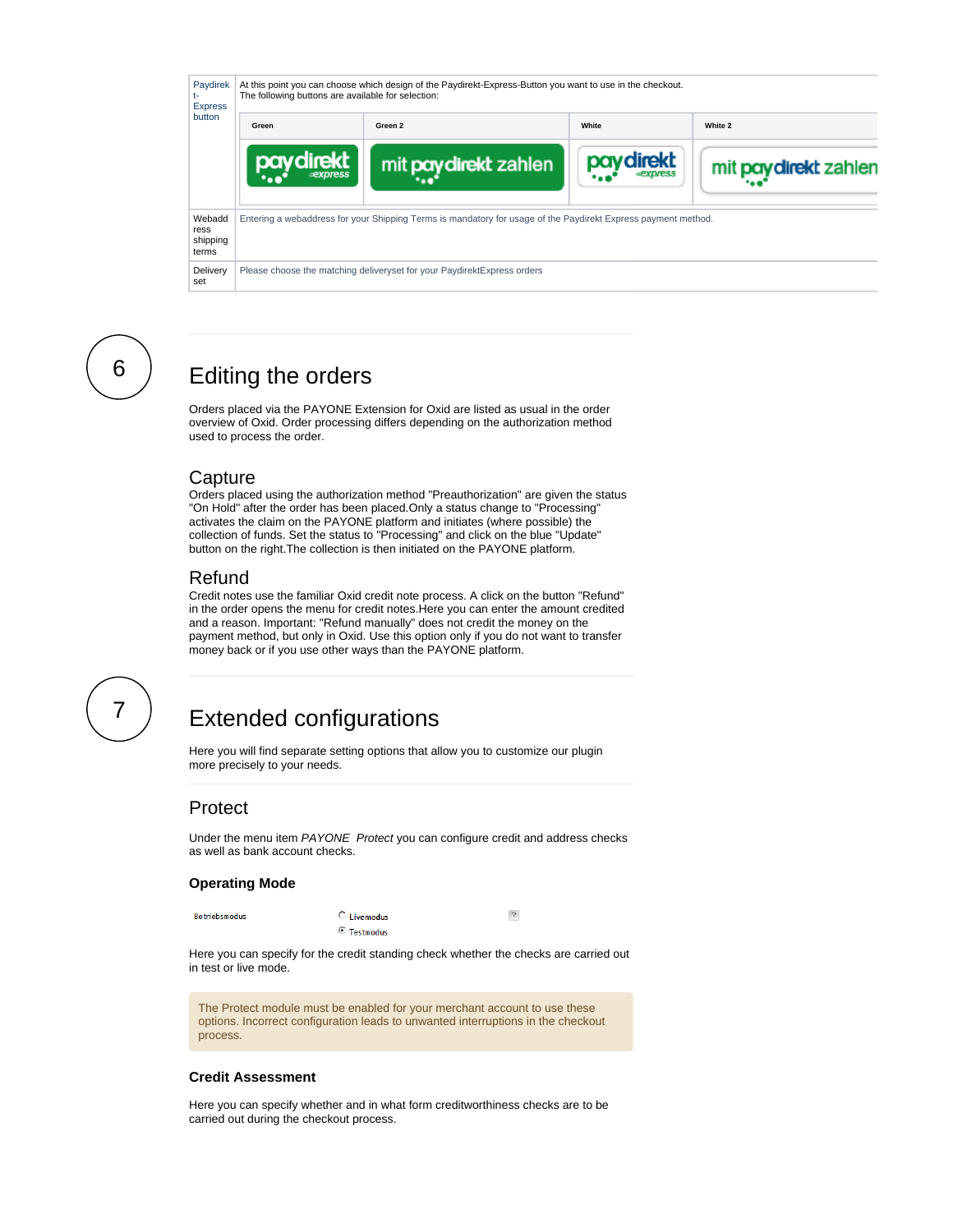| Paydirekt-Express button | At this point you can choose which design of the Paydirekt-Express-Button you want to use in the checkout. The following buttons are available for selection:<br>**Green** / **Green 2** / **White** / **White 2** |
|---|---|
| Webaddress shipping terms | Entering a webaddress for your Shipping Terms is mandatory for usage of the Paydirekt Express payment method. |
| Delivery set | Please choose the matching deliveryset for your PaydirektExpress orders |

# 6 Editing the orders

Orders placed via the PAYONE Extension for Oxid are listed as usual in the order overview of Oxid. Order processing differs depending on the authorization method used to process the order.

## Capture

Orders placed using the authorization method "Preauthorization" are given the status "On Hold" after the order has been placed.Only a status change to "Processing" activates the claim on the PAYONE platform and initiates (where possible) the collection of funds. Set the status to "Processing" and click on the blue "Update" button on the right.The collection is then initiated on the PAYONE platform.

## Refund

Credit notes use the familiar Oxid credit note process. A click on the button "Refund" in the order opens the menu for credit notes.Here you can enter the amount credited and a reason. Important: "Refund manually" does not credit the money on the payment method, but only in Oxid. Use this option only if you do not want to transfer money back or if you use other ways than the PAYONE platform.

# 7 Extended configurations

Here you will find separate setting options that allow you to customize our plugin more precisely to your needs.

## Protect

Under the menu item *PAYONE Protect* you can configure credit and address checks as well as bank account checks.

### Operating Mode

| Betriebsmodus | ○ Livemodus<br>◉ Testmodus |
|---|---|

Here you can specify for the credit standing check whether the checks are carried out in test or live mode.

> The Protect module must be enabled for your merchant account to use these options. Incorrect configuration leads to unwanted interruptions in the checkout process.

### Credit Assessment

Here you can specify whether and in what form creditworthiness checks are to be carried out during the checkout process.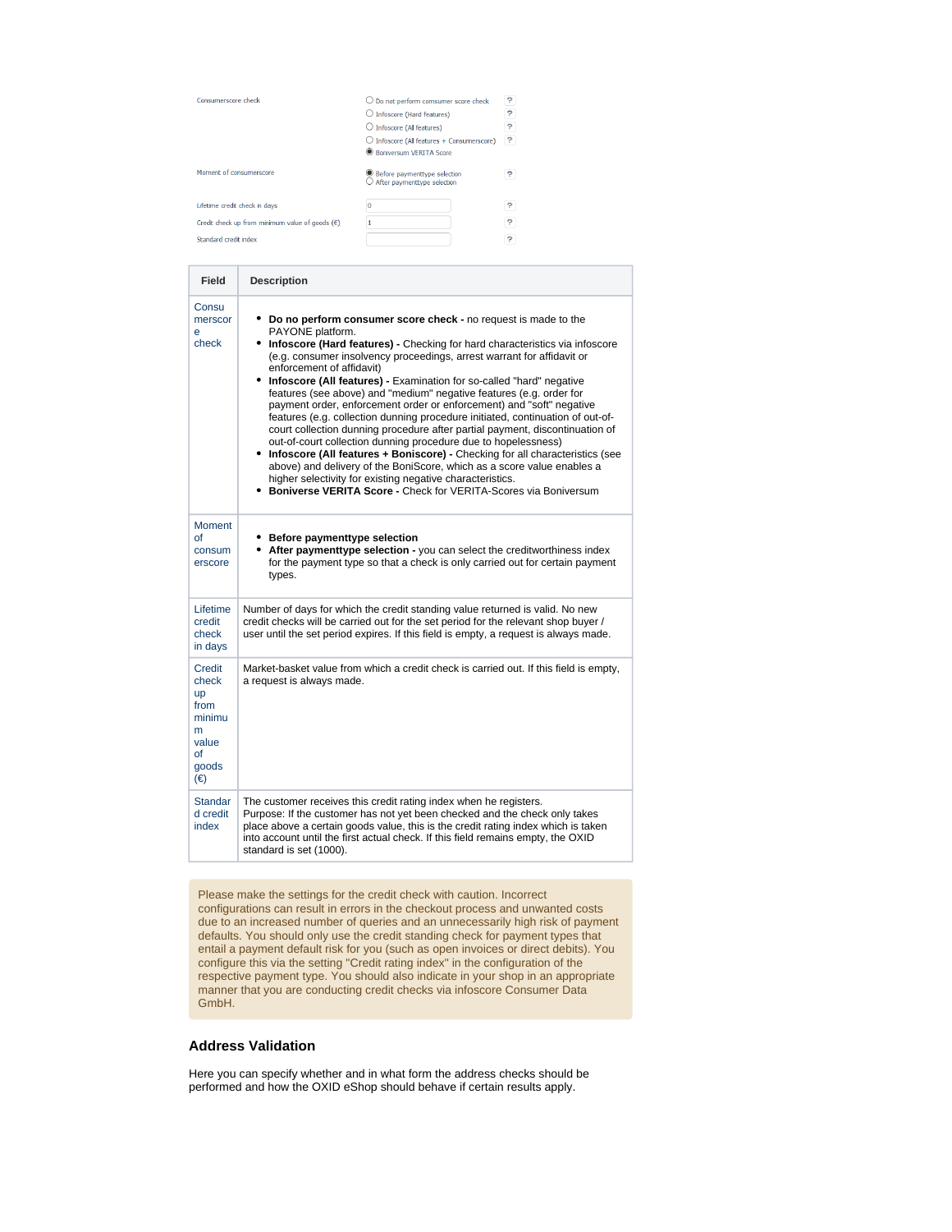| Field | Description |
| --- | --- |
| Consumerscore check | • **Do no perform consumer score check -** no request is made to the PAYONE platform.<br>• **Infoscore (Hard features) -** Checking for hard characteristics via infoscore (e.g. consumer insolvency proceedings, arrest warrant for affidavit or enforcement of affidavit)<br>• **Infoscore (All features) -** Examination for so-called "hard" negative features (see above) and "medium" negative features (e.g. order for payment order, enforcement order or enforcement) and "soft" negative features (e.g. collection dunning procedure initiated, continuation of out-of-court collection dunning procedure after partial payment, discontinuation of out-of-court collection dunning procedure due to hopelessness)<br>• **Infoscore (All features + Boniscore) -** Checking for all characteristics (see above) and delivery of the BoniScore, which as a score value enables a higher selectivity for existing negative characteristics.<br>• **Boniverse VERITA Score -** Check for VERITA-Scores via Boniversum |
| Moment of consumerscore | • **Before paymenttype selection**<br>• **After paymenttype selection -** you can select the creditworthiness index for the payment type so that a check is only carried out for certain payment types. |
| Lifetime credit check in days | Number of days for which the credit standing value returned is valid. No new credit checks will be carried out for the set period for the relevant shop buyer / user until the set period expires. If this field is empty, a request is always made. |
| Credit check up from minimum value of goods (€) | Market-basket value from which a credit check is carried out. If this field is empty, a request is always made. |
| Standard credit index | The customer receives this credit rating index when he registers.<br>Purpose: If the customer has not yet been checked and the check only takes place above a certain goods value, this is the credit rating index which is taken into account until the first actual check. If this field remains empty, the OXID standard is set (1000). |

Please make the settings for the credit check with caution. Incorrect configurations can result in errors in the checkout process and unwanted costs due to an increased number of queries and an unnecessarily high risk of payment defaults. You should only use the credit standing check for payment types that entail a payment default risk for you (such as open invoices or direct debits). You configure this via the setting "Credit rating index" in the configuration of the respective payment type. You should also indicate in your shop in an appropriate manner that you are conducting credit checks via infoscore Consumer Data GmbH.

### Address Validation

Here you can specify whether and in what form the address checks should be performed and how the OXID eShop should behave if certain results apply.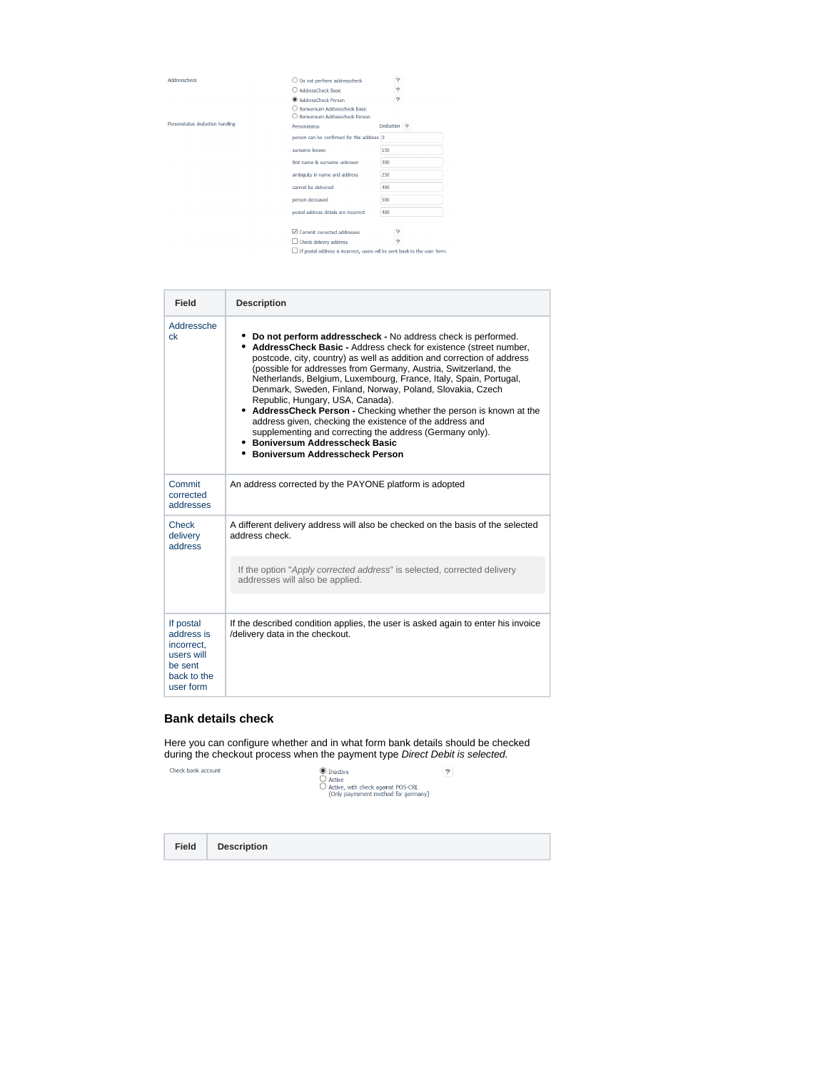| Field | Description |
| --- | --- |
| Addresscheck | - **Do not perform addresscheck -** No address check is performed.<br>- **AddressCheck Basic -** Address check for existence (street number, postcode, city, country) as well as addition and correction of address (possible for addresses from Germany, Austria, Switzerland, the Netherlands, Belgium, Luxembourg, France, Italy, Spain, Portugal, Denmark, Sweden, Finland, Norway, Poland, Slovakia, Czech Republic, Hungary, USA, Canada).<br>- **AddressCheck Person -** Checking whether the person is known at the address given, checking the existence of the address and supplementing and correcting the address (Germany only).<br>- **Boniversum Addresscheck Basic**<br>- **Boniversum Addresscheck Person** |
| Commit corrected addresses | An address corrected by the PAYONE platform is adopted |
| Check delivery address | A different delivery address will also be checked on the basis of the selected address check.<br><br>If the option "*Apply corrected address*" is selected, corrected delivery addresses will also be applied. |
| If postal address is incorrect, users will be sent back to the user form | If the described condition applies, the user is asked again to enter his invoice /delivery data in the checkout. |

## Bank details check

Here you can configure whether and in what form bank details should be checked during the checkout process when the payment type *Direct Debit is selected.*

| Field | Description |
| --- | --- |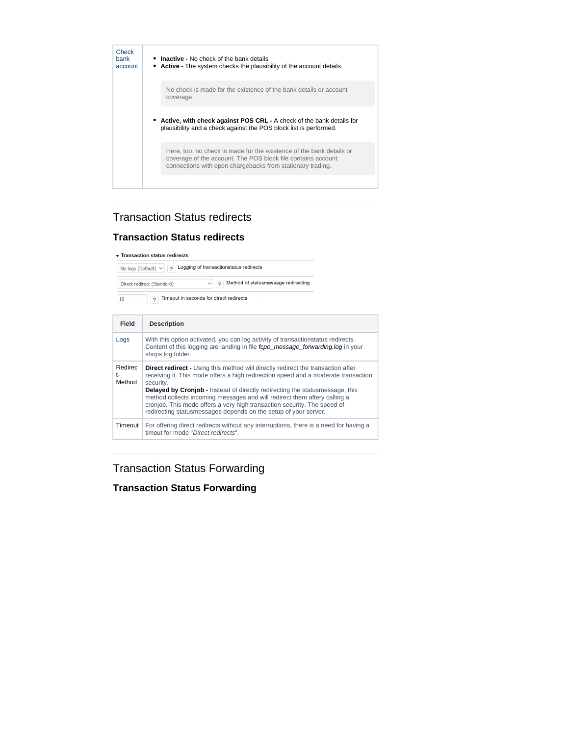| Check bank account | <ul><li>**Inactive -** No check of the bank details</li><li>**Active -** The system checks the plausibility of the account details.</li></ul>No check is made for the existence of the bank details or account coverage.<ul><li>**Active, with check against POS CRL -** A check of the bank details for plausibility and a check against the POS block list is performed.</li></ul>Here, too, no check is made for the existence of the bank details or coverage of the account. The POS block file contains account connections with open chargebacks from stationary trading. |
|---|---|

# Transaction Status redirects

## Transaction Status redirects

**Transaction status redirects**

| Setting | Description |
|---|---|
| No logs (Default) | Logging of transactionstatus redirects |
| Direct redirect (Standard) | Method of statusmessage redirecting |
| 10 | Timeout in seconds for direct redirects |

| Field | Description |
|---|---|
| Logs | With this option activated, you can log activity of transactionstatus redirects. Content of this logging are landing in file *fcpo_message_forwarding.log* in your shops log folder. |
| Redirect-Method | **Direct redirect -** Using this method will directly redirect the transaction after receiving it. This mode offers a high redirection speed and a moderate transaction security.<br>**Delayed by Cronjob -** Instead of directly redirecting the statusmessage, this method collects incoming messages and will redirect them aftery calling a cronjob. This mode offers a very high transaction security. The speed of redirecting statusmessages depends on the setup of your server. |
| Timeout | For offering direct redirects without any interruptions, there is a need for having a timout for mode "*Direct redirects*". |

# Transaction Status Forwarding

## Transaction Status Forwarding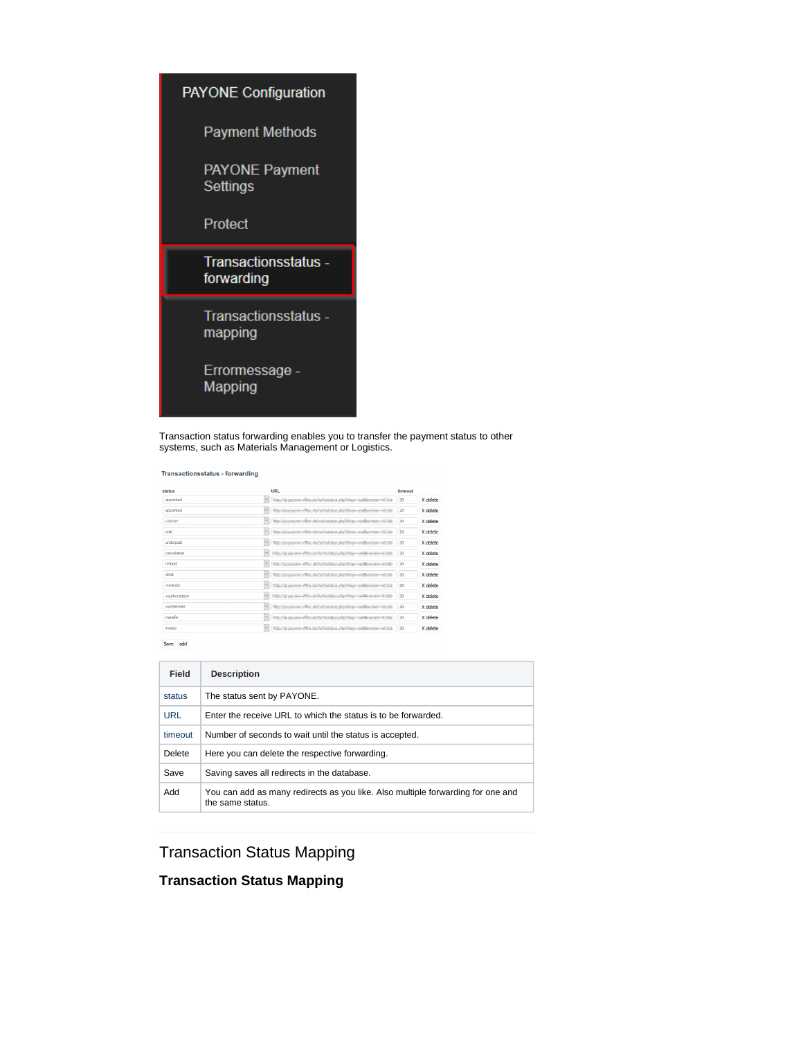Transaction status forwarding enables you to transfer the payment status to other systems, such as Materials Management or Logistics.

| Field | Description |
| --- | --- |
| status | The status sent by PAYONE. |
| URL | Enter the receive URL to which the status is to be forwarded. |
| timeout | Number of seconds to wait until the status is accepted. |
| Delete | Here you can delete the respective forwarding. |
| Save | Saving saves all redirects in the database. |
| Add | You can add as many redirects as you like. Also multiple forwarding for one and the same status. |

## Transaction Status Mapping

### Transaction Status Mapping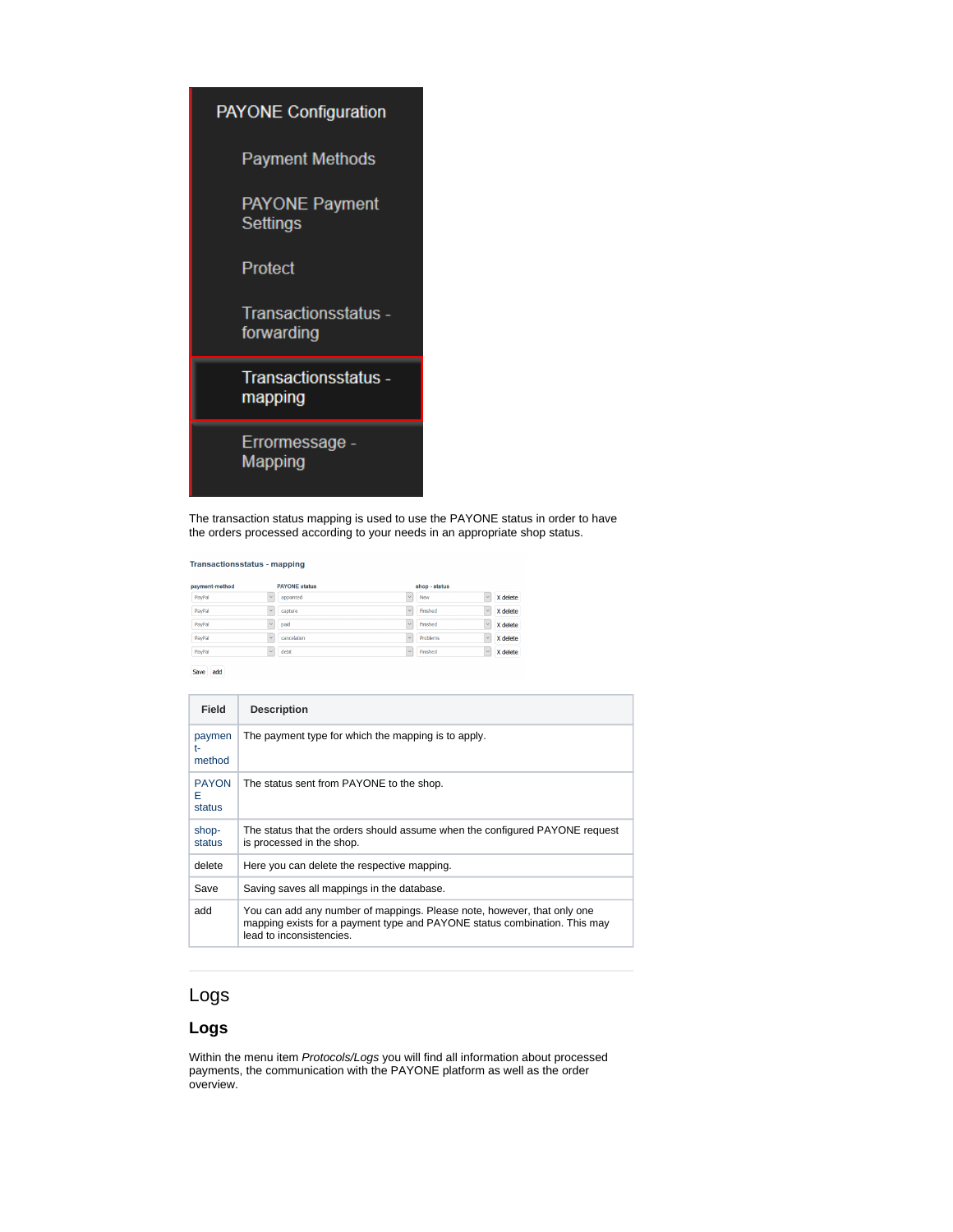The transaction status mapping is used to use the PAYONE status in order to have the orders processed according to your needs in an appropriate shop status.

| Field | Description |
| --- | --- |
| payment-method | The payment type for which the mapping is to apply. |
| PAYONE status | The status sent from PAYONE to the shop. |
| shop-status | The status that the orders should assume when the configured PAYONE request is processed in the shop. |
| delete | Here you can delete the respective mapping. |
| Save | Saving saves all mappings in the database. |
| add | You can add any number of mappings. Please note, however, that only one mapping exists for a payment type and PAYONE status combination. This may lead to inconsistencies. |

# Logs

## Logs

Within the menu item *Protocols/Logs* you will find all information about processed payments, the communication with the PAYONE platform as well as the order overview.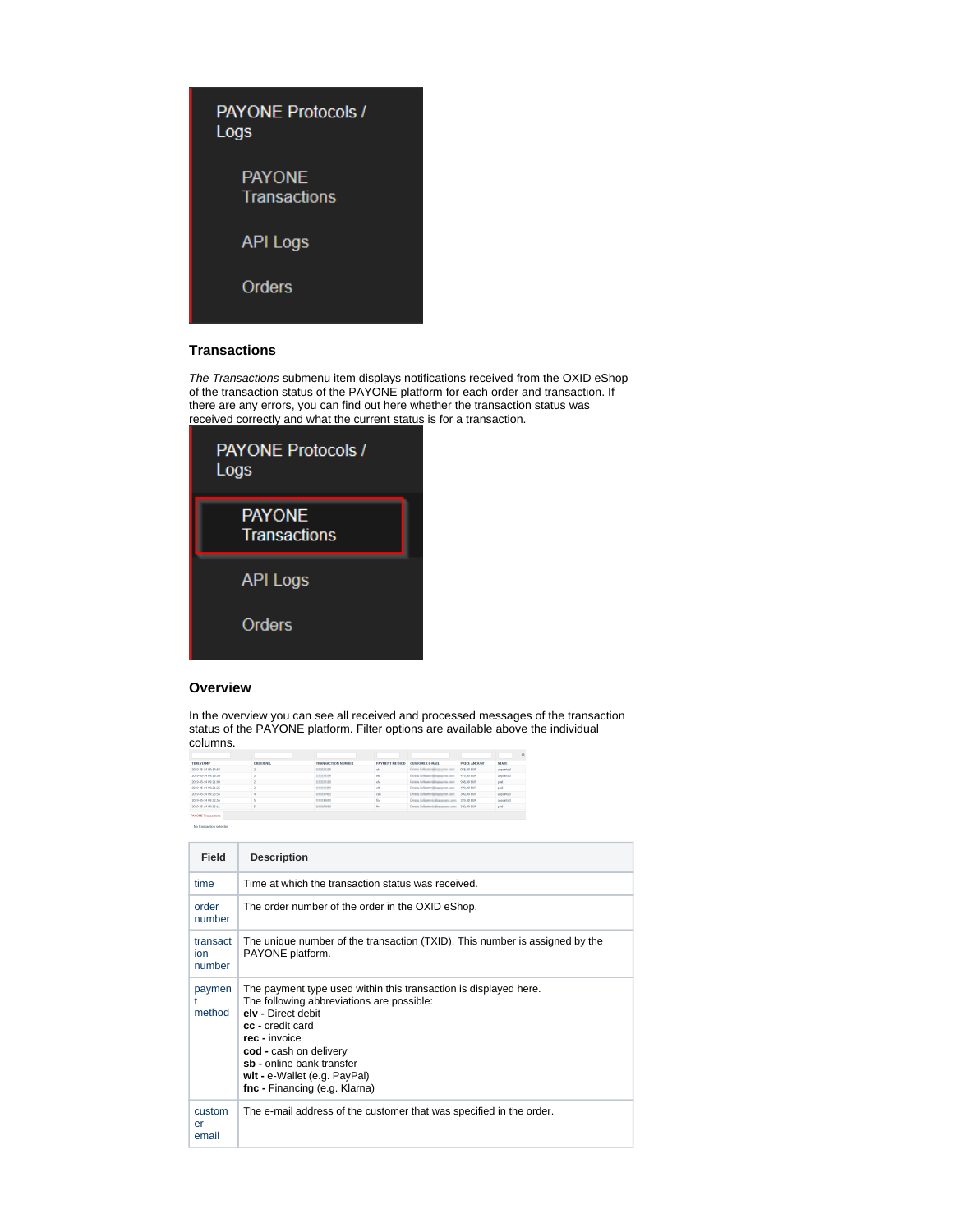PAYONE Protocols / Logs

PAYONE Transactions

API Logs

Orders

### Transactions

*The Transactions* submenu item displays notifications received from the OXID eShop of the transaction status of the PAYONE platform for each order and transaction. If there are any errors, you can find out here whether the transaction status was received correctly and what the current status is for a transaction.

PAYONE Protocols / Logs

PAYONE Transactions

API Logs

Orders

### Overview

In the overview you can see all received and processed messages of the transaction status of the PAYONE platform. Filter options are available above the individual columns.

| Field | Description |
|---|---|
| time | Time at which the transaction status was received. |
| order number | The order number of the order in the OXID eShop. |
| transaction number | The unique number of the transaction (TXID). This number is assigned by the PAYONE platform. |
| payment method | The payment type used within this transaction is displayed here.<br>The following abbreviations are possible:<br>**elv -** Direct debit<br>**cc -** credit card<br>**rec -** invoice<br>**cod -** cash on delivery<br>**sb -** online bank transfer<br>**wlt -** e-Wallet (e.g. PayPal)<br>**fnc -** Financing (e.g. Klarna) |
| customer email | The e-mail address of the customer that was specified in the order. |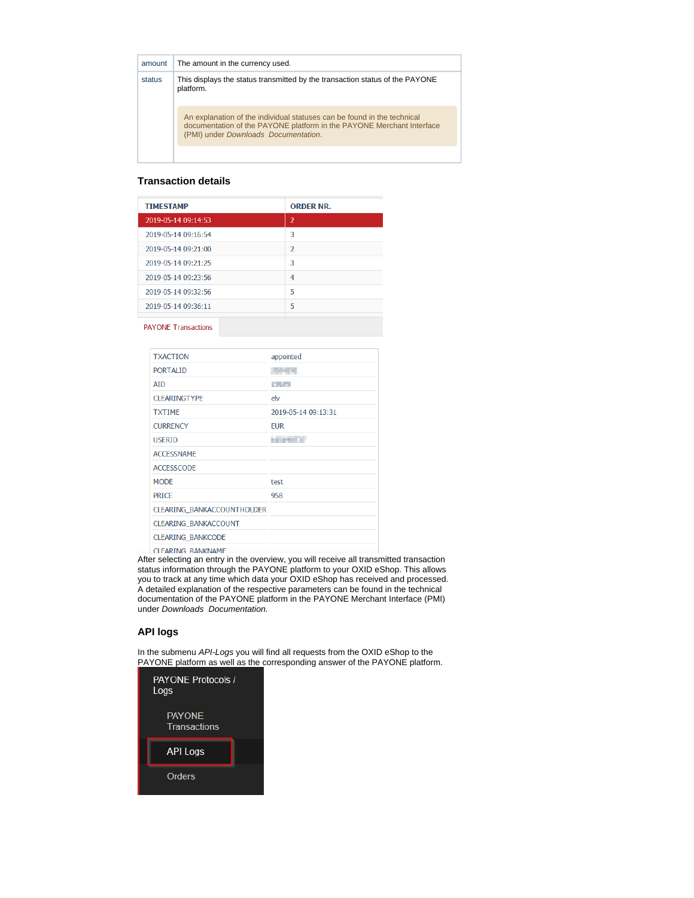| amount | The amount in the currency used. |
| --- | --- |
| status | This displays the status transmitted by the transaction status of the PAYONE platform.<br><br>An explanation of the individual statuses can be found in the technical documentation of the PAYONE platform in the PAYONE Merchant Interface (PMI) under *Downloads Documentation*. |

### Transaction details

| TIMESTAMP | ORDER NR. |
| --- | --- |
| 2019-05-14 09:14:53 | 2 |
| 2019-05-14 09:16:54 | 3 |
| 2019-05-14 09:21:00 | 2 |
| 2019-05-14 09:21:25 | 3 |
| 2019-05-14 09:23:56 | 4 |
| 2019-05-14 09:32:56 | 5 |
| 2019-05-14 09:36:11 | 5 |

PAYONE Transactions

| TXACTION | appointed |
| --- | --- |
| PORTALID | |
| AID | |
| CLEARINGTYPE | elv |
| TXTIME | 2019-05-14 09:13:31 |
| CURRENCY | EUR |
| USERID | |
| ACCESSNAME | |
| ACCESSCODE | |
| MODE | test |
| PRICE | 958 |
| CLEARING_BANKACCOUNTHOLDER | |
| CLEARING_BANKACCOUNT | |
| CLEARING_BANKCODE | |
| CLEARING_BANKNAME | |

After selecting an entry in the overview, you will receive all transmitted transaction status information through the PAYONE platform to your OXID eShop. This allows you to track at any time which data your OXID eShop has received and processed. A detailed explanation of the respective parameters can be found in the technical documentation of the PAYONE platform in the PAYONE Merchant Interface (PMI) under *Downloads Documentation.*

### API logs

In the submenu *API-Logs* you will find all requests from the OXID eShop to the PAYONE platform as well as the corresponding answer of the PAYONE platform.

PAYONE Protocols / Logs

- PAYONE Transactions
- API Logs
- Orders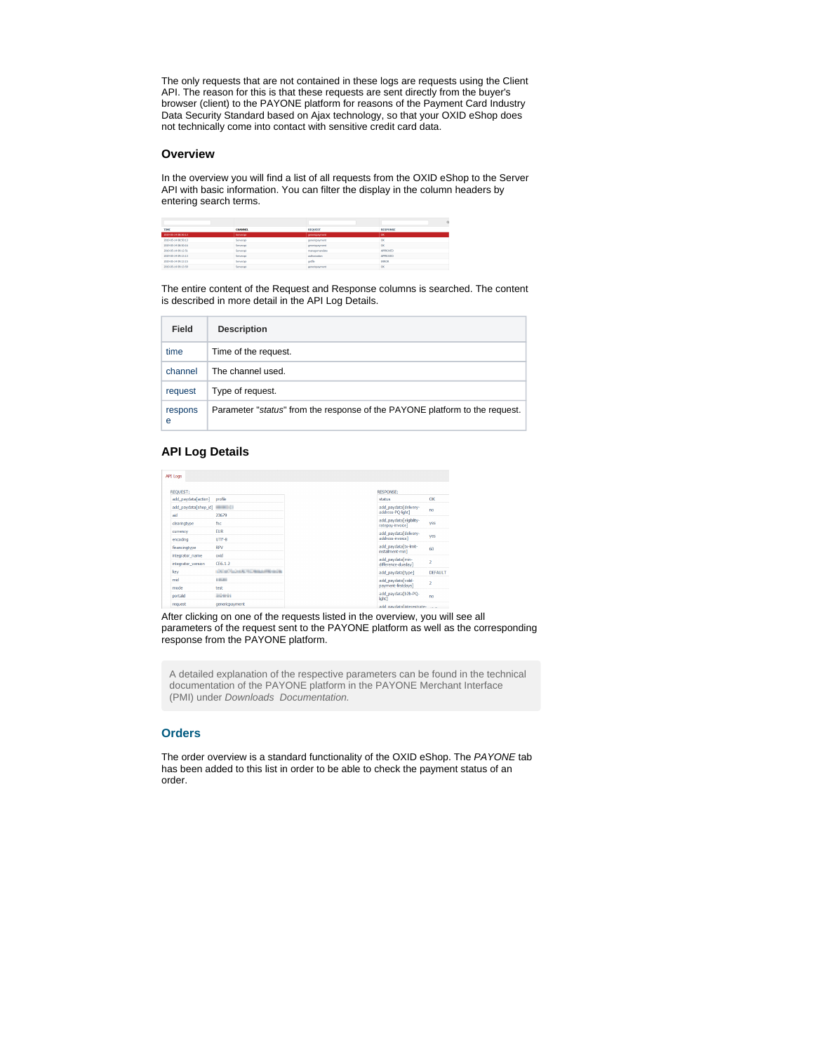The only requests that are not contained in these logs are requests using the Client API. The reason for this is that these requests are sent directly from the buyer's browser (client) to the PAYONE platform for reasons of the Payment Card Industry Data Security Standard based on Ajax technology, so that your OXID eShop does not technically come into contact with sensitive credit card data.

### Overview

In the overview you will find a list of all requests from the OXID eShop to the Server API with basic information. You can filter the display in the column headers by entering search terms.

The entire content of the Request and Response columns is searched. The content is described in more detail in the API Log Details.

| Field | Description |
|---|---|
| time | Time of the request. |
| channel | The channel used. |
| request | Type of request. |
| response | Parameter "*status*" from the response of the PAYONE platform to the request. |

### API Log Details

After clicking on one of the requests listed in the overview, you will see all parameters of the request sent to the PAYONE platform as well as the corresponding response from the PAYONE platform.

A detailed explanation of the respective parameters can be found in the technical documentation of the PAYONE platform in the PAYONE Merchant Interface (PMI) under *Downloads Documentation.*

### Orders

The order overview is a standard functionality of the OXID eShop. The *PAYONE* tab has been added to this list in order to be able to check the payment status of an order.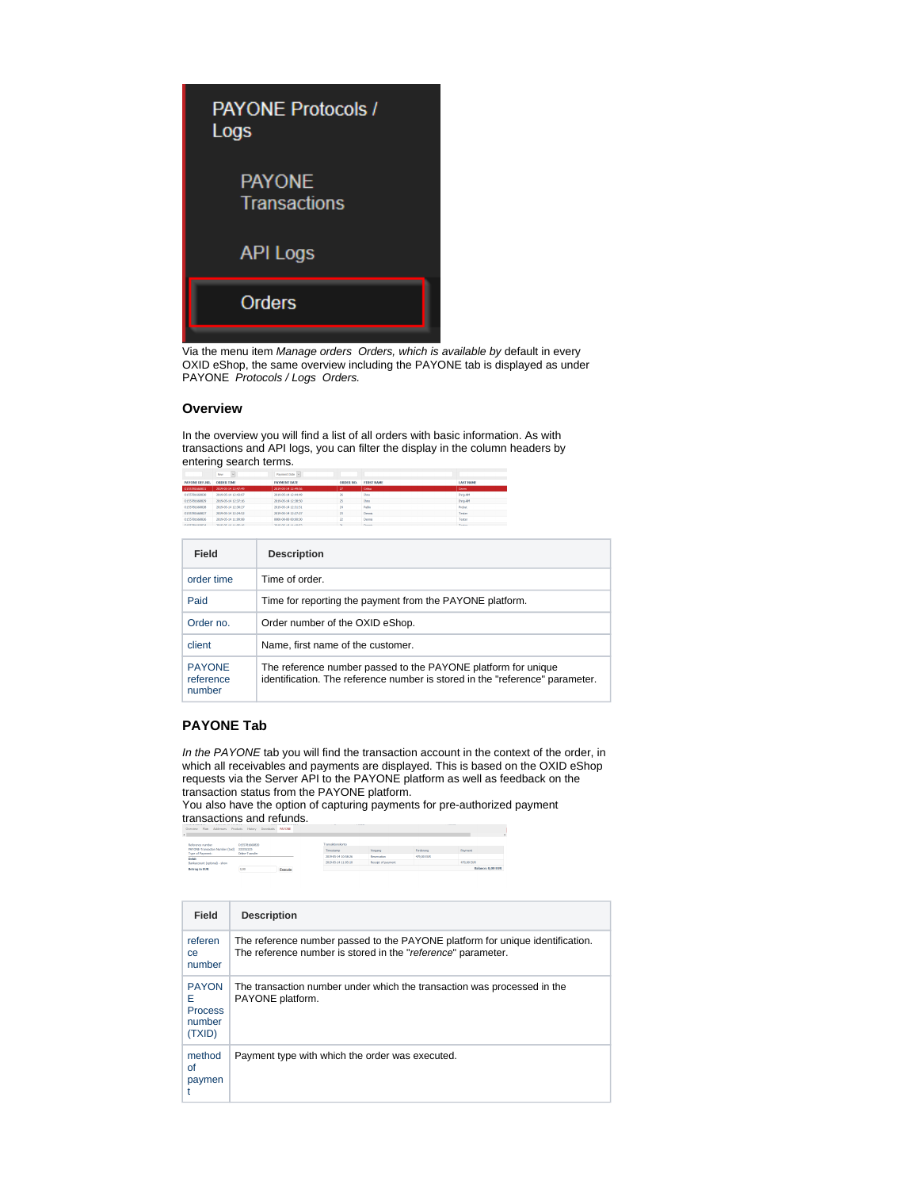Via the menu item *Manage orders  Orders, which is available by* default in every OXID eShop, the same overview including the PAYONE tab is displayed as under PAYONE  *Protocols / Logs  Orders.*

### Overview

In the overview you will find a list of all orders with basic information. As with transactions and API logs, you can filter the display in the column headers by entering search terms.

| Field | Description |
|---|---|
| order time | Time of order. |
| Paid | Time for reporting the payment from the PAYONE platform. |
| Order no. | Order number of the OXID eShop. |
| client | Name, first name of the customer. |
| PAYONE reference number | The reference number passed to the PAYONE platform for unique identification. The reference number is stored in the "reference" parameter. |

### PAYONE Tab

*In the PAYONE* tab you will find the transaction account in the context of the order, in which all receivables and payments are displayed. This is based on the OXID eShop requests via the Server API to the PAYONE platform as well as feedback on the transaction status from the PAYONE platform.
You also have the option of capturing payments for pre-authorized payment transactions and refunds.

| Field | Description |
|---|---|
| reference number | The reference number passed to the PAYONE platform for unique identification. The reference number is stored in the "*reference*" parameter. |
| PAYONE Process number (TXID) | The transaction number under which the transaction was processed in the PAYONE platform. |
| method of payment | Payment type with which the order was executed. |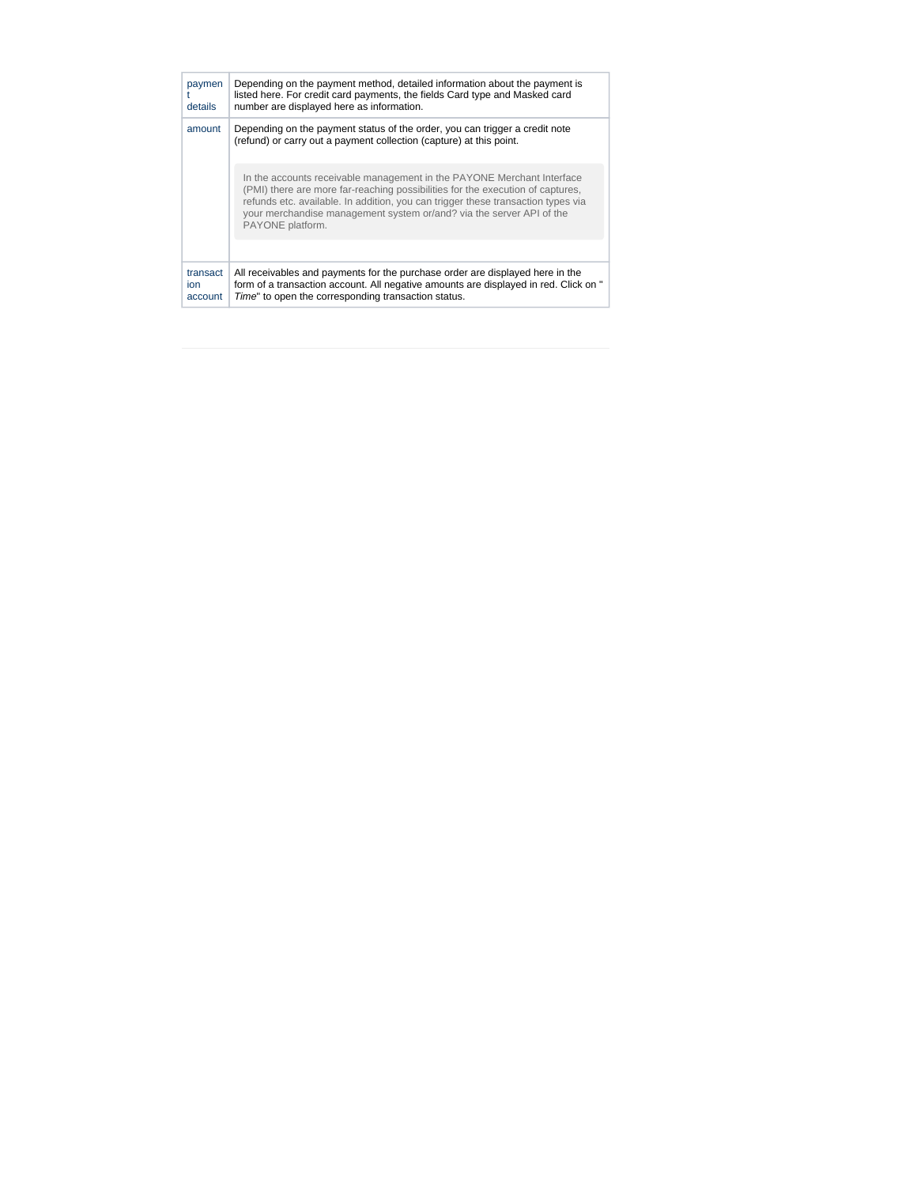| | |
|---|---|
| payment details | Depending on the payment method, detailed information about the payment is listed here. For credit card payments, the fields Card type and Masked card number are displayed here as information. |
| amount | Depending on the payment status of the order, you can trigger a credit note (refund) or carry out a payment collection (capture) at this point.<br><br>In the accounts receivable management in the PAYONE Merchant Interface (PMI) there are more far-reaching possibilities for the execution of captures, refunds etc. available. In addition, you can trigger these transaction types via your merchandise management system or/and? via the server API of the PAYONE platform. |
| transaction account | All receivables and payments for the purchase order are displayed here in the form of a transaction account. All negative amounts are displayed in red. Click on "*Time*" to open the corresponding transaction status. |